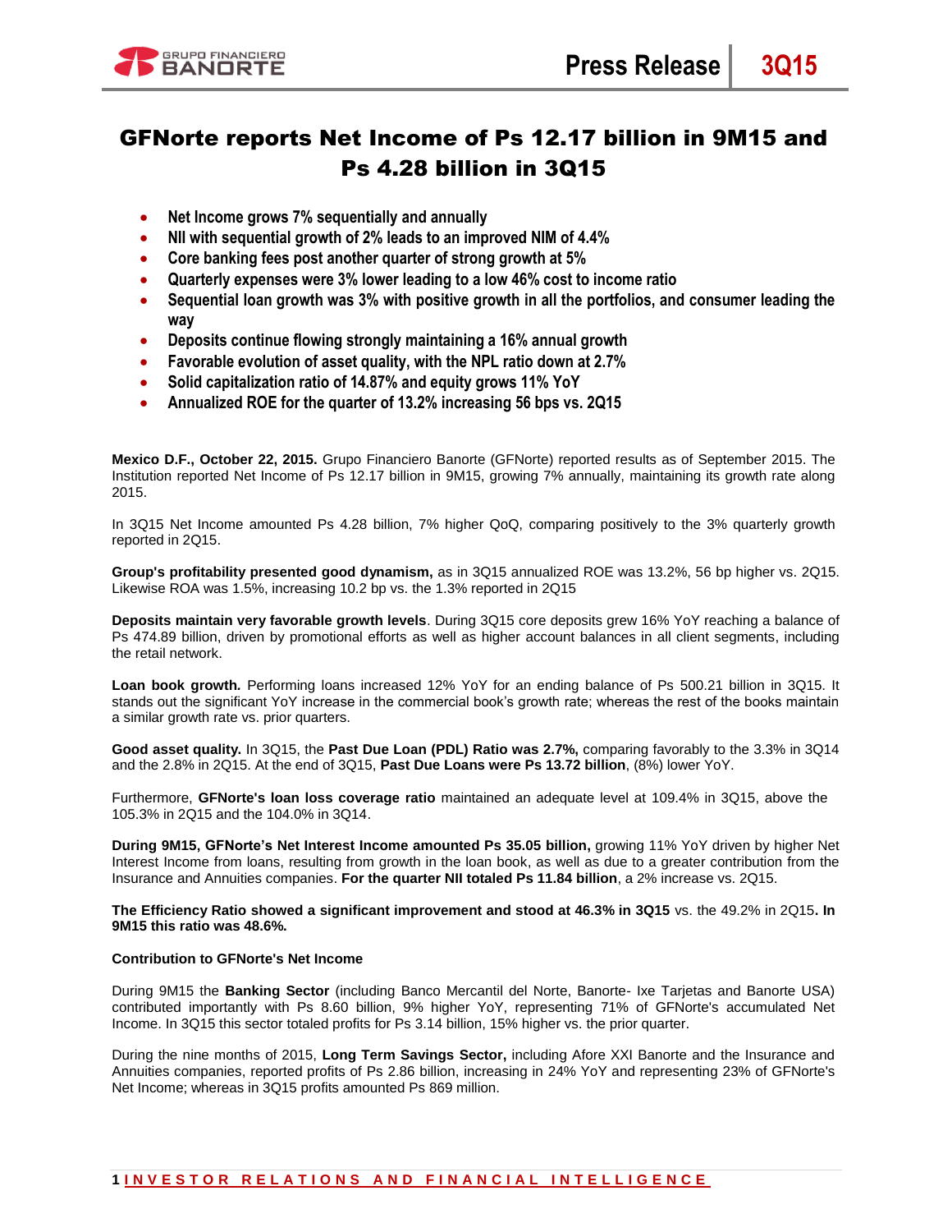# GFNorte reports Net Income of Ps 12.17 billion in 9M15 and Ps 4.28 billion in 3Q15

- **Net Income grows 7% sequentially and annually**
- **NII with sequential growth of 2% leads to an improved NIM of 4.4%**
- **Core banking fees post another quarter of strong growth at 5%**
- **Quarterly expenses were 3% lower leading to a low 46% cost to income ratio**
- **Sequential loan growth was 3% with positive growth in all the portfolios, and consumer leading the way**
- **Deposits continue flowing strongly maintaining a 16% annual growth**
- **Favorable evolution of asset quality, with the NPL ratio down at 2.7%**
- **Solid capitalization ratio of 14.87% and equity grows 11% YoY**
- **Annualized ROE for the quarter of 13.2% increasing 56 bps vs. 2Q15**

**Mexico D.F., October 22, 2015.** Grupo Financiero Banorte (GFNorte) reported results as of September 2015. The Institution reported Net Income of Ps 12.17 billion in 9M15, growing 7% annually, maintaining its growth rate along 2015.

In 3Q15 Net Income amounted Ps 4.28 billion, 7% higher QoQ, comparing positively to the 3% quarterly growth reported in 2Q15.

**Group's profitability presented good dynamism,** as in 3Q15 annualized ROE was 13.2%, 56 bp higher vs. 2Q15. Likewise ROA was 1.5%, increasing 10.2 bp vs. the 1.3% reported in 2Q15

**Deposits maintain very favorable growth levels**. During 3Q15 core deposits grew 16% YoY reaching a balance of Ps 474.89 billion, driven by promotional efforts as well as higher account balances in all client segments, including the retail network.

***Loan book growth.*** Performing loans increased 12% YoY for an ending balance of Ps 500.21 billion in 3Q15. It stands out the significant YoY increase in the commercial book's growth rate; whereas the rest of the books maintain a similar growth rate vs. prior quarters.

**Good asset quality.** In 3Q15, the **Past Due Loan (PDL) Ratio was 2.7%,** comparing favorably to the 3.3% in 3Q14 and the 2.8% in 2Q15. At the end of 3Q15, **Past Due Loans were Ps 13.72 billion**, (8%) lower YoY.

Furthermore, **GFNorte's loan loss coverage ratio** maintained an adequate level at 109.4% in 3Q15, above the 105.3% in 2Q15 and the 104.0% in 3Q14.

**During 9M15, GFNorte's Net Interest Income amounted Ps 35.05 billion,** growing 11% YoY driven by higher Net Interest Income from loans, resulting from growth in the loan book, as well as due to a greater contribution from the Insurance and Annuities companies. **For the quarter NII totaled Ps 11.84 billion**, a 2% increase vs. 2Q15.

**The Efficiency Ratio showed a significant improvement and stood at 46.3% in 3Q15** vs. the 49.2% in 2Q15**. In 9M15 this ratio was 48.6%.**

**Contribution to GFNorte's Net Income**

During 9M15 the **Banking Sector** (including Banco Mercantil del Norte, Banorte- Ixe Tarjetas and Banorte USA) contributed importantly with Ps 8.60 billion, 9% higher YoY, representing 71% of GFNorte's accumulated Net Income. In 3Q15 this sector totaled profits for Ps 3.14 billion, 15% higher vs. the prior quarter.

During the nine months of 2015, **Long Term Savings Sector,** including Afore XXI Banorte and the Insurance and Annuities companies, reported profits of Ps 2.86 billion, increasing in 24% YoY and representing 23% of GFNorte's Net Income; whereas in 3Q15 profits amounted Ps 869 million.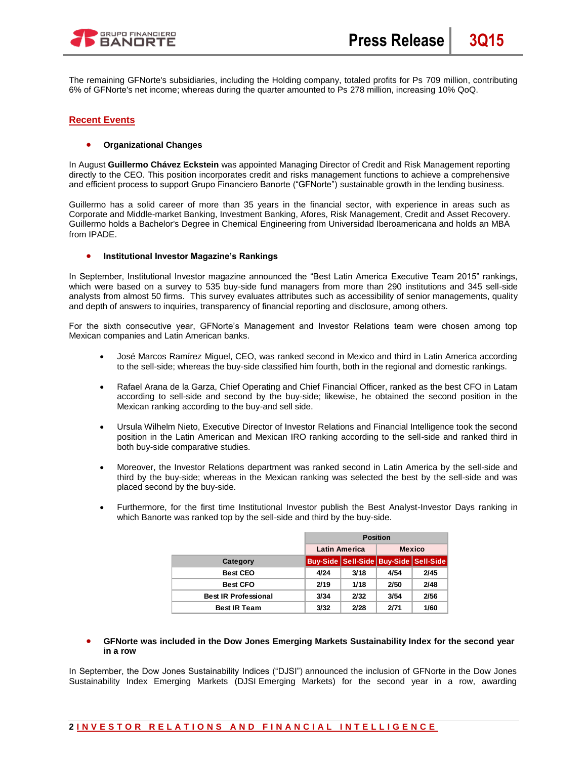The remaining GFNorte's subsidiaries, including the Holding company, totaled profits for Ps 709 million, contributing 6% of GFNorte's net income; whereas during the quarter amounted to Ps 278 million, increasing 10% QoQ.

## Recent Events

- **Organizational Changes**

In August **Guillermo Chávez Eckstein** was appointed Managing Director of Credit and Risk Management reporting directly to the CEO. This position incorporates credit and risks management functions to achieve a comprehensive and efficient process to support Grupo Financiero Banorte ("GFNorte") sustainable growth in the lending business.

Guillermo has a solid career of more than 35 years in the financial sector, with experience in areas such as Corporate and Middle-market Banking, Investment Banking, Afores, Risk Management, Credit and Asset Recovery. Guillermo holds a Bachelor's Degree in Chemical Engineering from Universidad Iberoamericana and holds an MBA from IPADE.

- **Institutional Investor Magazine's Rankings**

In September, Institutional Investor magazine announced the "Best Latin America Executive Team 2015" rankings, which were based on a survey to 535 buy-side fund managers from more than 290 institutions and 345 sell-side analysts from almost 50 firms. This survey evaluates attributes such as accessibility of senior managements, quality and depth of answers to inquiries, transparency of financial reporting and disclosure, among others.

For the sixth consecutive year, GFNorte's Management and Investor Relations team were chosen among top Mexican companies and Latin American banks.

- José Marcos Ramírez Miguel, CEO, was ranked second in Mexico and third in Latin America according to the sell-side; whereas the buy-side classified him fourth, both in the regional and domestic rankings.
- Rafael Arana de la Garza, Chief Operating and Chief Financial Officer, ranked as the best CFO in Latam according to sell-side and second by the buy-side; likewise, he obtained the second position in the Mexican ranking according to the buy-and sell side.
- Ursula Wilhelm Nieto, Executive Director of Investor Relations and Financial Intelligence took the second position in the Latin American and Mexican IRO ranking according to the sell-side and ranked third in both buy-side comparative studies.
- Moreover, the Investor Relations department was ranked second in Latin America by the sell-side and third by the buy-side; whereas in the Mexican ranking was selected the best by the sell-side and was placed second by the buy-side.
- Furthermore, for the first time Institutional Investor publish the Best Analyst-Investor Days ranking in which Banorte was ranked top by the sell-side and third by the buy-side.

| | Position | | | |
|---|---|---|---|---|
| | Latin America | | Mexico | |
| Category | Buy-Side | Sell-Side | Buy-Side | Sell-Side |
| Best CEO | 4/24 | 3/18 | 4/54 | 2/45 |
| Best CFO | 2/19 | 1/18 | 2/50 | 2/48 |
| Best IR Professional | 3/34 | 2/32 | 3/54 | 2/56 |
| Best IR Team | 3/32 | 2/28 | 2/71 | 1/60 |

- **GFNorte was included in the Dow Jones Emerging Markets Sustainability Index for the second year in a row**

In September, the Dow Jones Sustainability Indices ("DJSI") announced the inclusion of GFNorte in the Dow Jones Sustainability Index Emerging Markets (DJSI Emerging Markets) for the second year in a row, awarding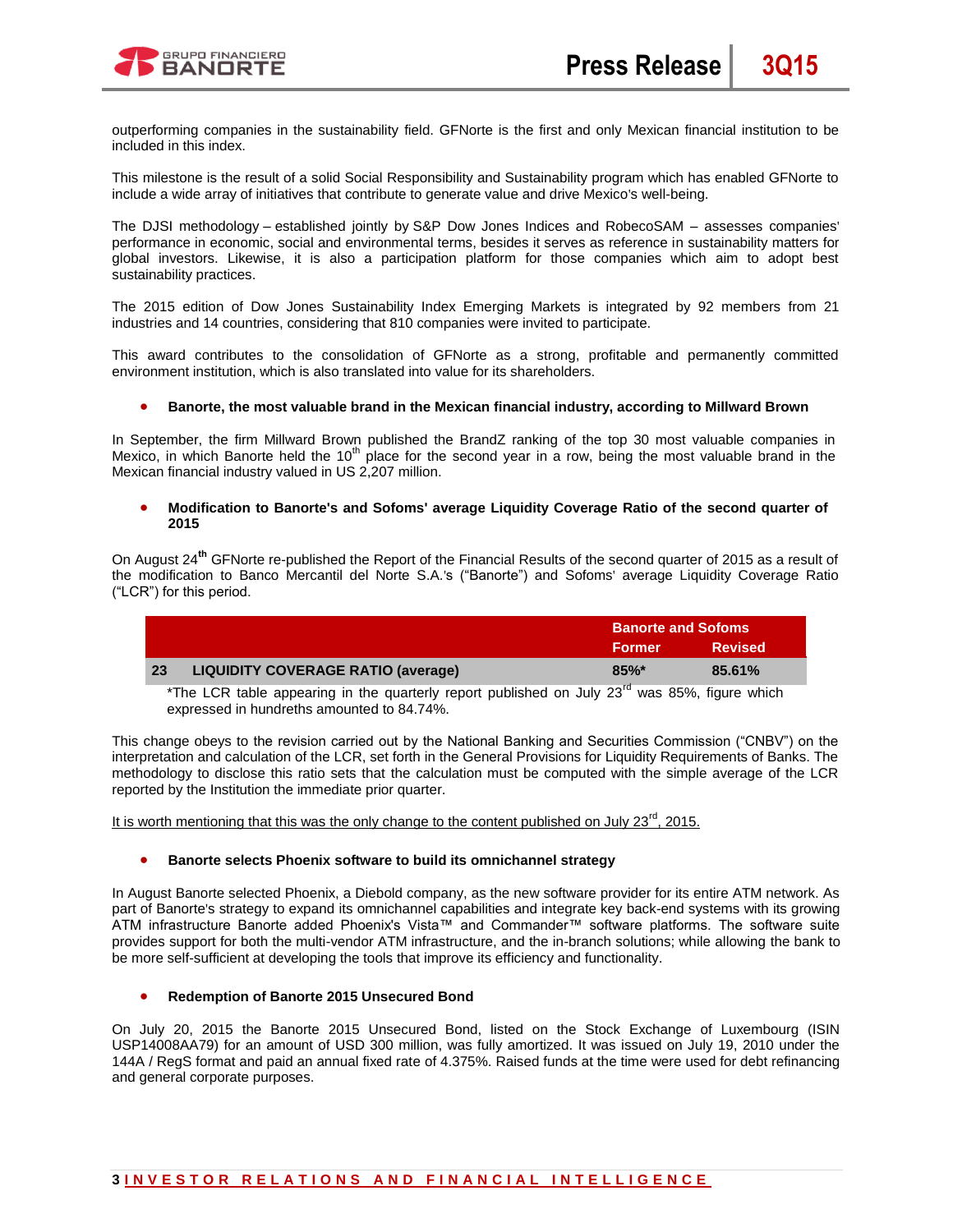outperforming companies in the sustainability field. GFNorte is the first and only Mexican financial institution to be included in this index.

This milestone is the result of a solid Social Responsibility and Sustainability program which has enabled GFNorte to include a wide array of initiatives that contribute to generate value and drive Mexico's well-being.

The DJSI methodology – established jointly by S&P Dow Jones Indices and RobecoSAM – assesses companies' performance in economic, social and environmental terms, besides it serves as reference in sustainability matters for global investors. Likewise, it is also a participation platform for those companies which aim to adopt best sustainability practices.

The 2015 edition of Dow Jones Sustainability Index Emerging Markets is integrated by 92 members from 21 industries and 14 countries, considering that 810 companies were invited to participate.

This award contributes to the consolidation of GFNorte as a strong, profitable and permanently committed environment institution, which is also translated into value for its shareholders.

- **Banorte, the most valuable brand in the Mexican financial industry, according to Millward Brown**

In September, the firm Millward Brown published the BrandZ ranking of the top 30 most valuable companies in Mexico, in which Banorte held the 10th place for the second year in a row, being the most valuable brand in the Mexican financial industry valued in US 2,207 million.

- **Modification to Banorte's and Sofoms' average Liquidity Coverage Ratio of the second quarter of 2015**

On August 24th GFNorte re-published the Report of the Financial Results of the second quarter of 2015 as a result of the modification to Banco Mercantil del Norte S.A.'s ("Banorte") and Sofoms' average Liquidity Coverage Ratio ("LCR") for this period.

| | | Banorte and Sofoms | |
|---|---|---|---|
| | | Former | Revised |
| 23 | LIQUIDITY COVERAGE RATIO (average) | 85%* | 85.61% |

*The LCR table appearing in the quarterly report published on July 23rd was 85%, figure which expressed in hundreths amounted to 84.74%.

This change obeys to the revision carried out by the National Banking and Securities Commission ("CNBV") on the interpretation and calculation of the LCR, set forth in the General Provisions for Liquidity Requirements of Banks. The methodology to disclose this ratio sets that the calculation must be computed with the simple average of the LCR reported by the Institution the immediate prior quarter.

It is worth mentioning that this was the only change to the content published on July 23rd, 2015.

- **Banorte selects Phoenix software to build its omnichannel strategy**

In August Banorte selected Phoenix, a Diebold company, as the new software provider for its entire ATM network. As part of Banorte's strategy to expand its omnichannel capabilities and integrate key back-end systems with its growing ATM infrastructure Banorte added Phoenix's Vista™ and Commander™ software platforms. The software suite provides support for both the multi-vendor ATM infrastructure, and the in-branch solutions; while allowing the bank to be more self-sufficient at developing the tools that improve its efficiency and functionality.

- **Redemption of Banorte 2015 Unsecured Bond**

On July 20, 2015 the Banorte 2015 Unsecured Bond, listed on the Stock Exchange of Luxembourg (ISIN USP14008AA79) for an amount of USD 300 million, was fully amortized. It was issued on July 19, 2010 under the 144A / RegS format and paid an annual fixed rate of 4.375%. Raised funds at the time were used for debt refinancing and general corporate purposes.